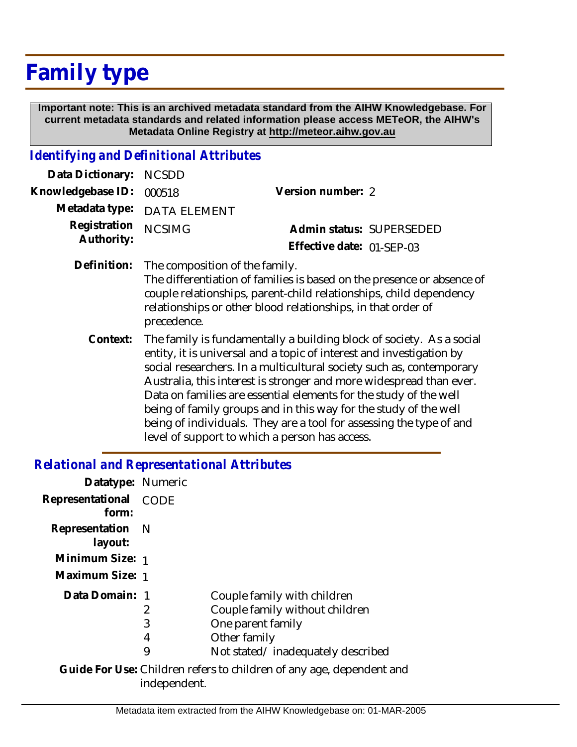# Family type

**Important note: This is an archived metadata standard from the AIHW Knowledgebase. For current metadata standards and related information please access METeOR, the AIHW's Metadata Online Registry at http://meteor.aihw.gov.au**

## *Identifying and Definitional Attributes*

| | | | |
|---|---|---|---|
| **Data Dictionary:** | NCSDD | | |
| **Knowledgebase ID:** | 000518 | **Version number:** | 2 |
| **Metadata type:** | DATA ELEMENT | | |
| **Registration Authority:** | NCSIMG | **Admin status:** | SUPERSEDED |
| | | **Effective date:** | 01-SEP-03 |

**Definition:** The composition of the family.
The differentiation of families is based on the presence or absence of couple relationships, parent-child relationships, child dependency relationships or other blood relationships, in that order of precedence.

**Context:** The family is fundamentally a building block of society. As a social entity, it is universal and a topic of interest and investigation by social researchers. In a multicultural society such as, contemporary Australia, this interest is stronger and more widespread than ever. Data on families are essential elements for the study of the well being of family groups and in this way for the study of the well being of individuals. They are a tool for assessing the type of and level of support to which a person has access.

## *Relational and Representational Attributes*

**Datatype:** Numeric

**Representational form:** CODE

**Representation layout:** N

**Minimum Size:** 1

**Maximum Size:** 1

**Data Domain:**

| | |
|---|---|
| 1 | Couple family with children |
| 2 | Couple family without children |
| 3 | One parent family |
| 4 | Other family |
| 9 | Not stated/ inadequately described |

**Guide For Use:** Children refers to children of any age, dependent and independent.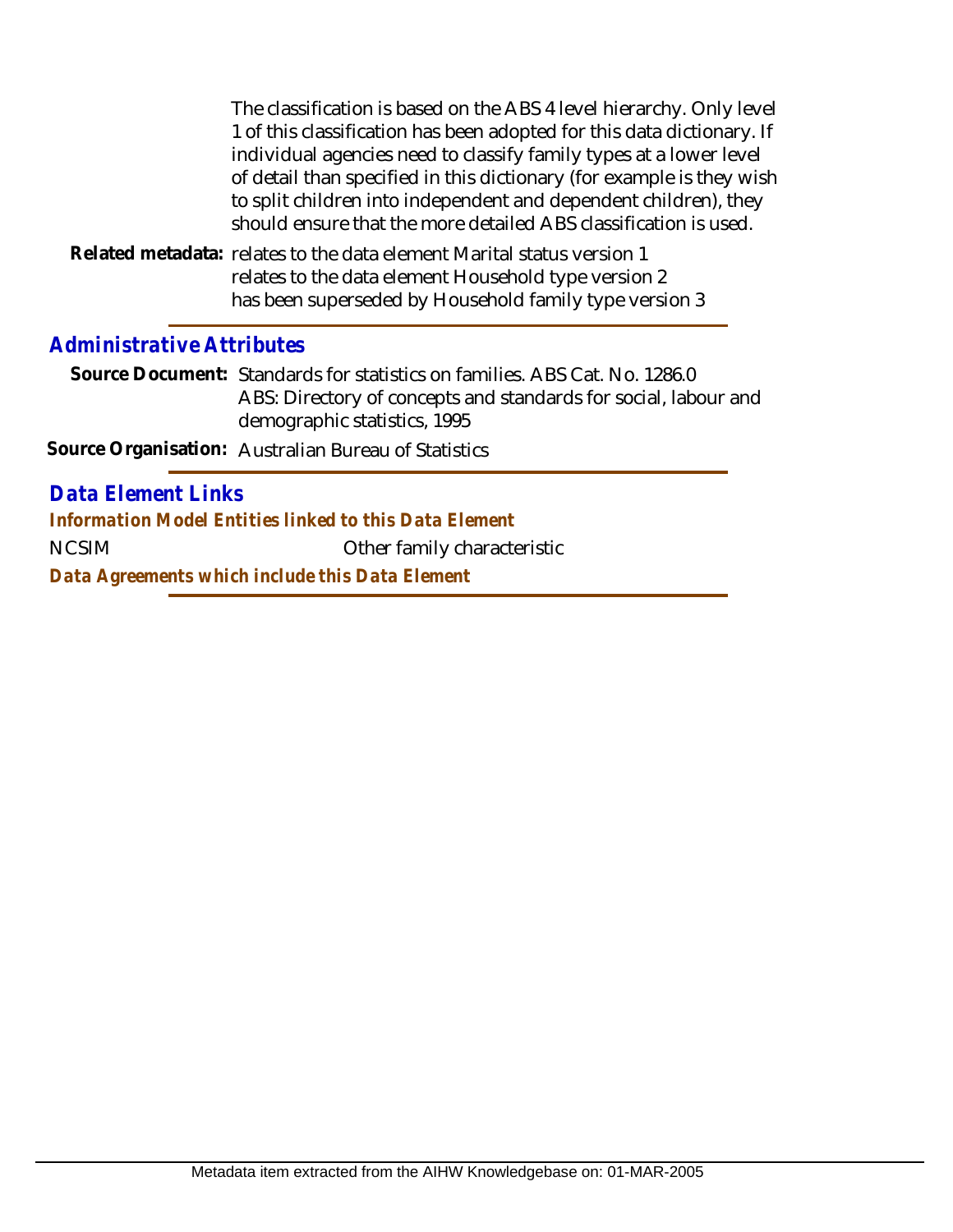The classification is based on the ABS 4 level hierarchy. Only level 1 of this classification has been adopted for this data dictionary. If individual agencies need to classify family types at a lower level of detail than specified in this dictionary (for example is they wish to split children into independent and dependent children), they should ensure that the more detailed ABS classification is used.

**Related metadata:** relates to the data element Marital status version 1
relates to the data element Household type version 2
has been superseded by Household family type version 3

## Administrative Attributes

**Source Document:** Standards for statistics on families. ABS Cat. No. 1286.0
ABS: Directory of concepts and standards for social, labour and demographic statistics, 1995

**Source Organisation:** Australian Bureau of Statistics

## Data Element Links

### Information Model Entities linked to this Data Element

NCSIM    Other family characteristic

### Data Agreements which include this Data Element

Metadata item extracted from the AIHW Knowledgebase on: 01-MAR-2005